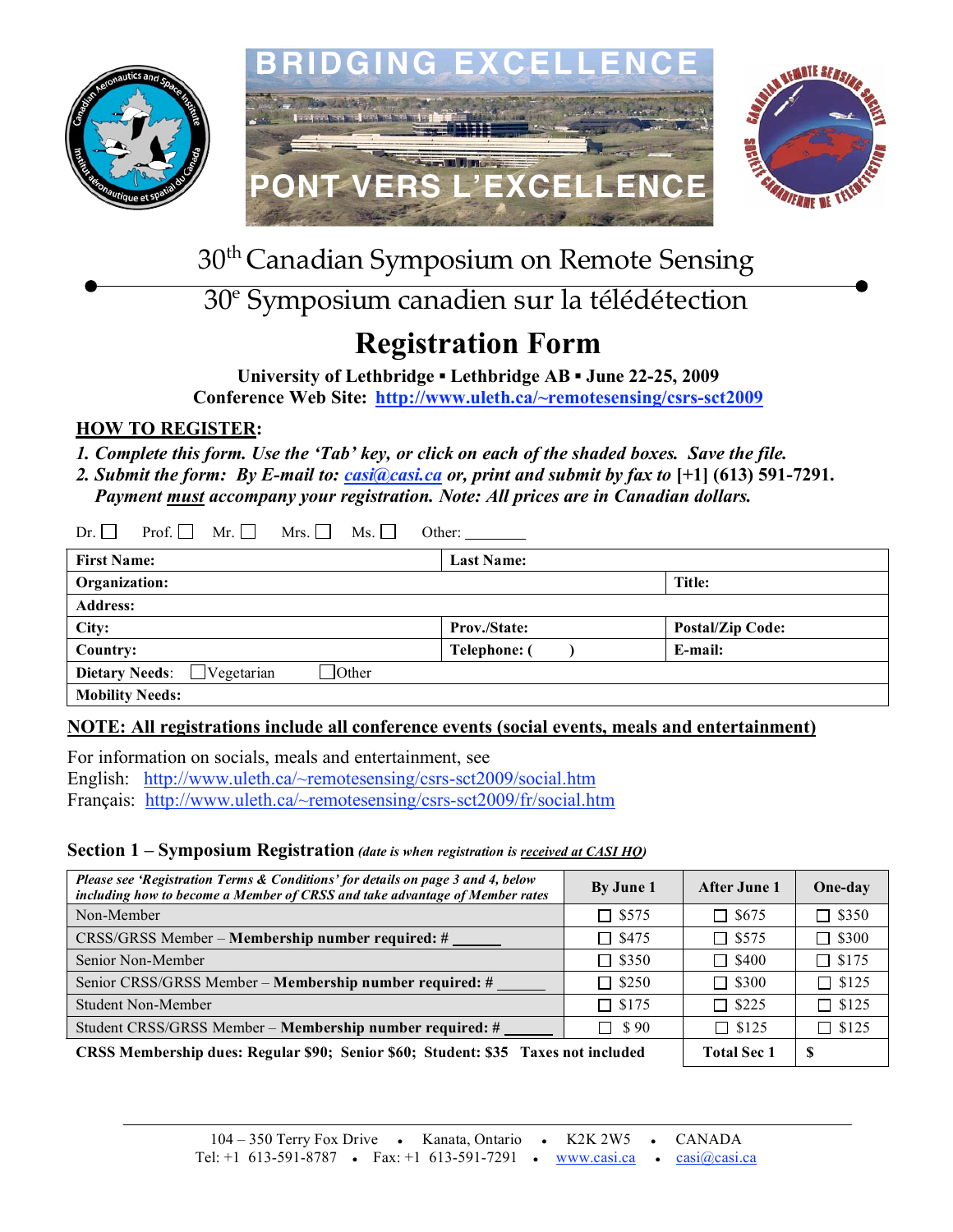BRIDGING EXCELLENCE

PONT VERS L'EXCELLENCE

# 30th Canadian Symposium on Remote Sensing

# 30e Symposium canadien sur la télédétection

## Registration Form

**University of Lethbridge ▪ Lethbridge AB ▪ June 22-25, 2009**

**Conference Web Site: http://www.uleth.ca/~remotesensing/csrs-sct2009**

**HOW TO REGISTER:**

*1. Complete this form. Use the 'Tab' key, or click on each of the shaded boxes. Save the file.*

*2. Submit the form: By E-mail to: casi@casi.ca or, print and submit by fax to* **[+1] (613) 591-7291.**

*Payment must accompany your registration. Note: All prices are in Canadian dollars.*

Dr. ☐ Prof. ☐ Mr. ☐ Mrs. ☐ Ms. ☐ Other: ________

| **First Name:** | **Last Name:** | |
|---|---|---|
| **Organization:** | | **Title:** |
| **Address:** | | |
| **City:** | **Prov./State:** | **Postal/Zip Code:** |
| **Country:** | **Telephone: (     )** | **E-mail:** |
| **Dietary Needs:** ☐ Vegetarian ☐ Other | | |
| **Mobility Needs:** | | |

**NOTE: All registrations include all conference events (social events, meals and entertainment)**

For information on socials, meals and entertainment, see
English: http://www.uleth.ca/~remotesensing/csrs-sct2009/social.htm
Français: http://www.uleth.ca/~remotesensing/csrs-sct2009/fr/social.htm

### Section 1 – Symposium Registration *(date is when registration is received at CASI HQ)*

| *Please see 'Registration Terms & Conditions' for details on page 3 and 4, below including how to become a Member of CRSS and take advantage of Member rates* | By June 1 | After June 1 | One-day |
|---|---|---|---|
| Non-Member | ☐ $575 | ☐ $675 | ☐ $350 |
| CRSS/GRSS Member – **Membership number required: #** ______ | ☐ $475 | ☐ $575 | ☐ $300 |
| Senior Non-Member | ☐ $350 | ☐ $400 | ☐ $175 |
| Senior CRSS/GRSS Member – **Membership number required: #** ______ | ☐ $250 | ☐ $300 | ☐ $125 |
| Student Non-Member | ☐ $175 | ☐ $225 | ☐ $125 |
| Student CRSS/GRSS Member – **Membership number required: #** ______ | ☐ $ 90 | ☐ $125 | ☐ $125 |
| **CRSS Membership dues: Regular $90; Senior $60; Student: $35 Taxes not included** | | **Total Sec 1** | **$** |

104 – 350 Terry Fox Drive • Kanata, Ontario • K2K 2W5 • CANADA
Tel: +1 613-591-8787 • Fax: +1 613-591-7291 • www.casi.ca • casi@casi.ca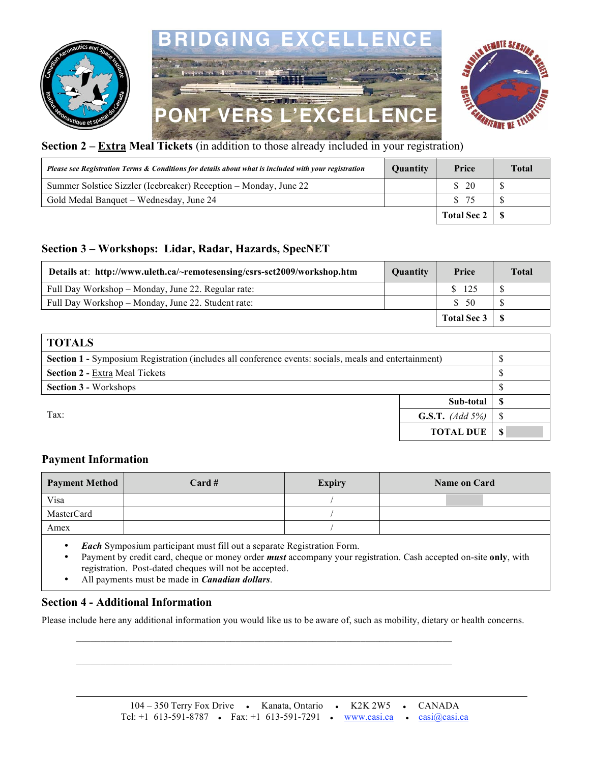BRIDGING EXCELLENCE

PONT VERS L'EXCELLENCE

## Section 2 – Extra Meal Tickets (in addition to those already included in your registration)

| *Please see Registration Terms & Conditions for details about what is included with your registration* | Quantity | Price | Total |
|---|---|---|---|
| Summer Solstice Sizzler (Icebreaker) Reception – Monday, June 22 | | $ 20 | $ |
| Gold Medal Banquet – Wednesday, June 24 | | $ 75 | $ |
| | | **Total Sec 2** | **$** |

## Section 3 – Workshops: Lidar, Radar, Hazards, SpecNET

| **Details at: http://www.uleth.ca/~remotesensing/csrs-sct2009/workshop.htm** | Quantity | Price | Total |
|---|---|---|---|
| Full Day Workshop – Monday, June 22. Regular rate: | | $ 125 | $ |
| Full Day Workshop – Monday, June 22. Student rate: | | $ 50 | $ |
| | | **Total Sec 3** | **$** |

## TOTALS

| | | |
|---|---|---|
| **Section 1 -** Symposium Registration (includes all conference events: socials, meals and entertainment) | | $ |
| **Section 2 -** Extra Meal Tickets | | $ |
| **Section 3 -** Workshops | | $ |
| | **Sub-total** | **$** |
| Tax: | **G.S.T.** *(Add 5%)* | $ |
| | **TOTAL DUE** | **$** |

## Payment Information

| Payment Method | Card # | Expiry | Name on Card |
|---|---|---|---|
| Visa | | / | |
| MasterCard | | / | |
| Amex | | / | |

- ***Each*** Symposium participant must fill out a separate Registration Form.
- Payment by credit card, cheque or money order ***must*** accompany your registration. Cash accepted on-site **only**, with registration. Post-dated cheques will not be accepted.
- All payments must be made in ***Canadian dollars***.

## Section 4 - Additional Information

Please include here any additional information you would like us to be aware of, such as mobility, dietary or health concerns.

\_\_\_\_\_\_\_\_\_\_\_\_\_\_\_\_\_\_\_\_\_\_\_\_\_\_\_\_\_\_\_\_\_\_\_\_\_\_\_\_\_\_\_\_\_\_\_\_\_\_\_\_\_\_\_\_\_\_\_\_\_\_\_\_\_\_\_\_\_\_

\_\_\_\_\_\_\_\_\_\_\_\_\_\_\_\_\_\_\_\_\_\_\_\_\_\_\_\_\_\_\_\_\_\_\_\_\_\_\_\_\_\_\_\_\_\_\_\_\_\_\_\_\_\_\_\_\_\_\_\_\_\_\_\_\_\_\_\_\_\_

104 – 350 Terry Fox Drive • Kanata, Ontario • K2K 2W5 • CANADA
Tel: +1 613-591-8787 • Fax: +1 613-591-7291 • www.casi.ca • casi@casi.ca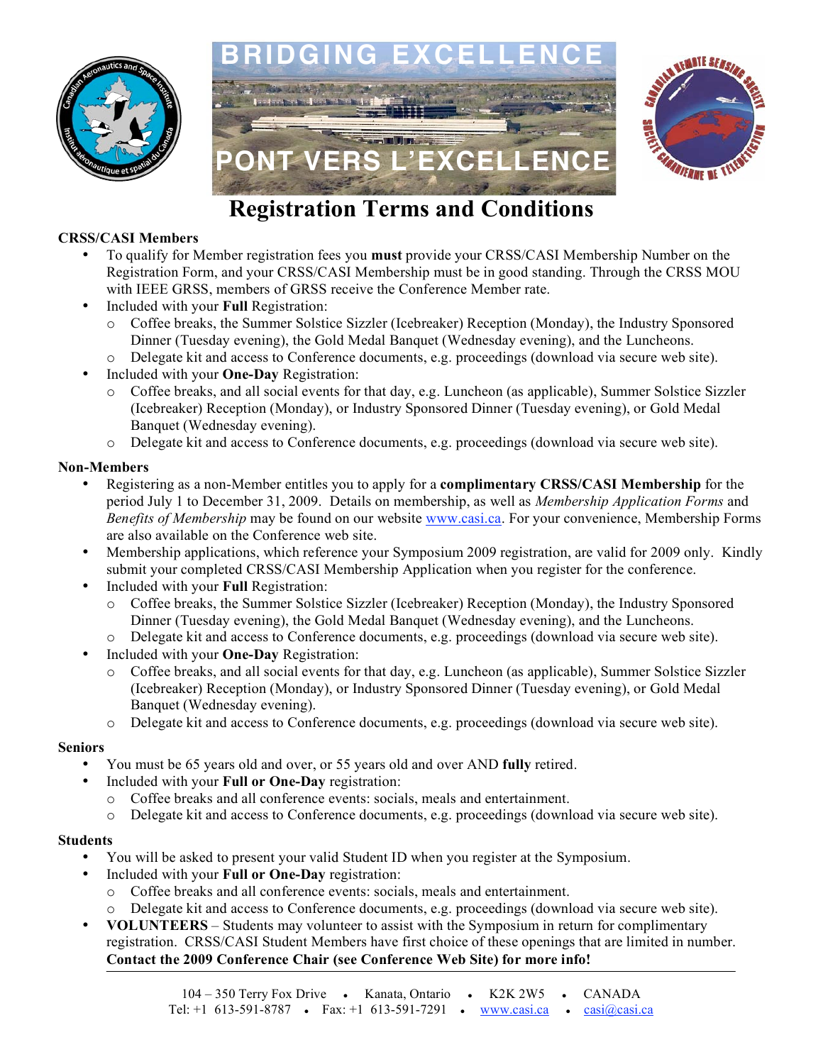BRIDGING EXCELLENCE

PONT VERS L'EXCELLENCE

# Registration Terms and Conditions

**CRSS/CASI Members**

- To qualify for Member registration fees you **must** provide your CRSS/CASI Membership Number on the Registration Form, and your CRSS/CASI Membership must be in good standing. Through the CRSS MOU with IEEE GRSS, members of GRSS receive the Conference Member rate.
- Included with your **Full** Registration:
  - Coffee breaks, the Summer Solstice Sizzler (Icebreaker) Reception (Monday), the Industry Sponsored Dinner (Tuesday evening), the Gold Medal Banquet (Wednesday evening), and the Luncheons.
  - Delegate kit and access to Conference documents, e.g. proceedings (download via secure web site).
- Included with your **One-Day** Registration:
  - Coffee breaks, and all social events for that day, e.g. Luncheon (as applicable), Summer Solstice Sizzler (Icebreaker) Reception (Monday), or Industry Sponsored Dinner (Tuesday evening), or Gold Medal Banquet (Wednesday evening).
  - Delegate kit and access to Conference documents, e.g. proceedings (download via secure web site).

**Non-Members**

- Registering as a non-Member entitles you to apply for a **complimentary CRSS/CASI Membership** for the period July 1 to December 31, 2009. Details on membership, as well as *Membership Application Forms* and *Benefits of Membership* may be found on our website www.casi.ca. For your convenience, Membership Forms are also available on the Conference web site.
- Membership applications, which reference your Symposium 2009 registration, are valid for 2009 only. Kindly submit your completed CRSS/CASI Membership Application when you register for the conference.
- Included with your **Full** Registration:
  - Coffee breaks, the Summer Solstice Sizzler (Icebreaker) Reception (Monday), the Industry Sponsored Dinner (Tuesday evening), the Gold Medal Banquet (Wednesday evening), and the Luncheons.
  - Delegate kit and access to Conference documents, e.g. proceedings (download via secure web site).
- Included with your **One-Day** Registration:
  - Coffee breaks, and all social events for that day, e.g. Luncheon (as applicable), Summer Solstice Sizzler (Icebreaker) Reception (Monday), or Industry Sponsored Dinner (Tuesday evening), or Gold Medal Banquet (Wednesday evening).
  - Delegate kit and access to Conference documents, e.g. proceedings (download via secure web site).

**Seniors**

- You must be 65 years old and over, or 55 years old and over AND **fully** retired.
- Included with your **Full or One-Day** registration:
  - Coffee breaks and all conference events: socials, meals and entertainment.
  - Delegate kit and access to Conference documents, e.g. proceedings (download via secure web site).

**Students**

- You will be asked to present your valid Student ID when you register at the Symposium.
- Included with your **Full or One-Day** registration:
  - Coffee breaks and all conference events: socials, meals and entertainment.
  - Delegate kit and access to Conference documents, e.g. proceedings (download via secure web site).
- **VOLUNTEERS** – Students may volunteer to assist with the Symposium in return for complimentary registration. CRSS/CASI Student Members have first choice of these openings that are limited in number. **Contact the 2009 Conference Chair (see Conference Web Site) for more info!**

104 – 350 Terry Fox Drive • Kanata, Ontario • K2K 2W5 • CANADA
Tel: +1 613-591-8787 • Fax: +1 613-591-7291 • www.casi.ca • casi@casi.ca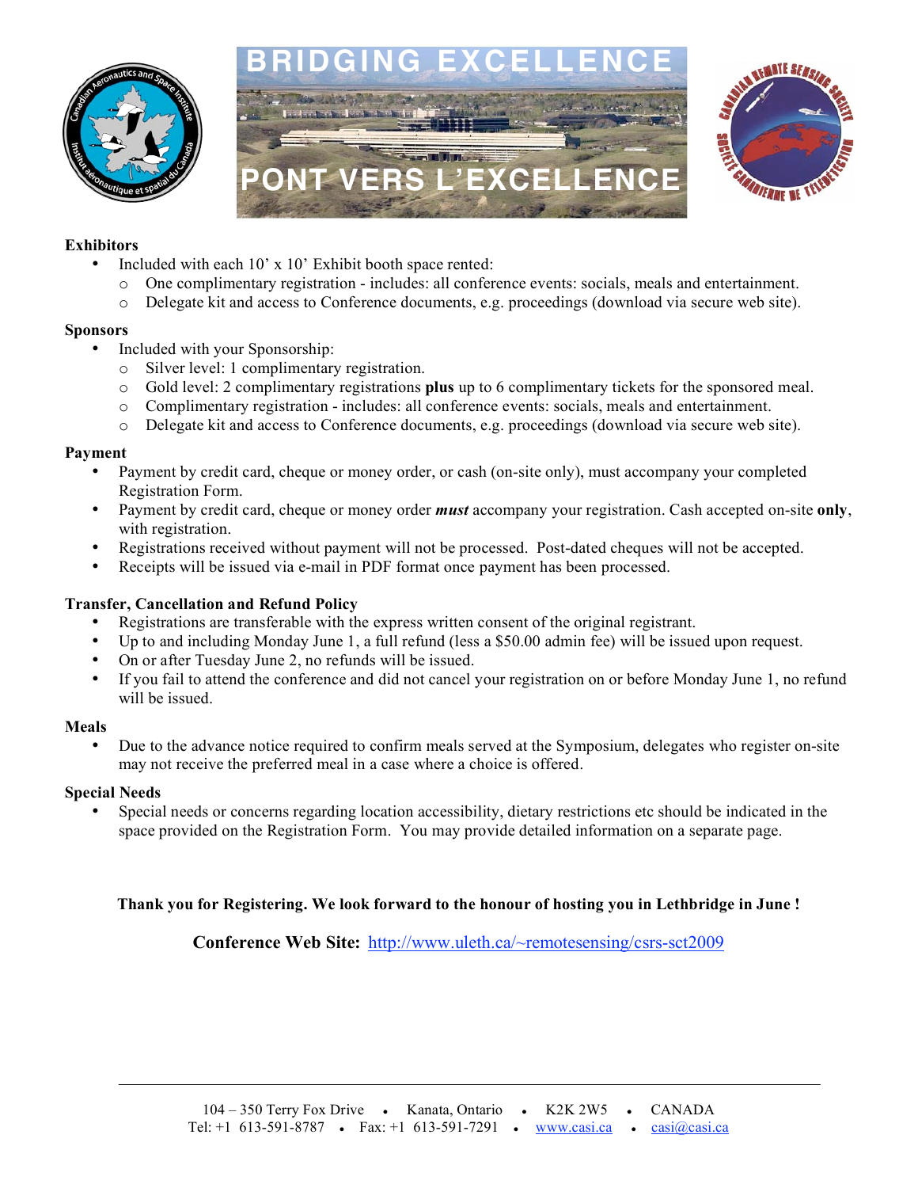BRIDGING EXCELLENCE

PONT VERS L'EXCELLENCE

**Exhibitors**

- Included with each 10' x 10' Exhibit booth space rented:
  - One complimentary registration - includes: all conference events: socials, meals and entertainment.
  - Delegate kit and access to Conference documents, e.g. proceedings (download via secure web site).

**Sponsors**

- Included with your Sponsorship:
  - Silver level: 1 complimentary registration.
  - Gold level: 2 complimentary registrations **plus** up to 6 complimentary tickets for the sponsored meal.
  - Complimentary registration - includes: all conference events: socials, meals and entertainment.
  - Delegate kit and access to Conference documents, e.g. proceedings (download via secure web site).

**Payment**

- Payment by credit card, cheque or money order, or cash (on-site only), must accompany your completed Registration Form.
- Payment by credit card, cheque or money order ***must*** accompany your registration. Cash accepted on-site **only**, with registration.
- Registrations received without payment will not be processed. Post-dated cheques will not be accepted.
- Receipts will be issued via e-mail in PDF format once payment has been processed.

**Transfer, Cancellation and Refund Policy**

- Registrations are transferable with the express written consent of the original registrant.
- Up to and including Monday June 1, a full refund (less a $50.00 admin fee) will be issued upon request.
- On or after Tuesday June 2, no refunds will be issued.
- If you fail to attend the conference and did not cancel your registration on or before Monday June 1, no refund will be issued.

**Meals**

- Due to the advance notice required to confirm meals served at the Symposium, delegates who register on-site may not receive the preferred meal in a case where a choice is offered.

**Special Needs**

- Special needs or concerns regarding location accessibility, dietary restrictions etc should be indicated in the space provided on the Registration Form. You may provide detailed information on a separate page.

**Thank you for Registering. We look forward to the honour of hosting you in Lethbridge in June !**

**Conference Web Site:** http://www.uleth.ca/~remotesensing/csrs-sct2009

104 – 350 Terry Fox Drive • Kanata, Ontario • K2K 2W5 • CANADA
Tel: +1 613-591-8787 • Fax: +1 613-591-7291 • www.casi.ca • casi@casi.ca